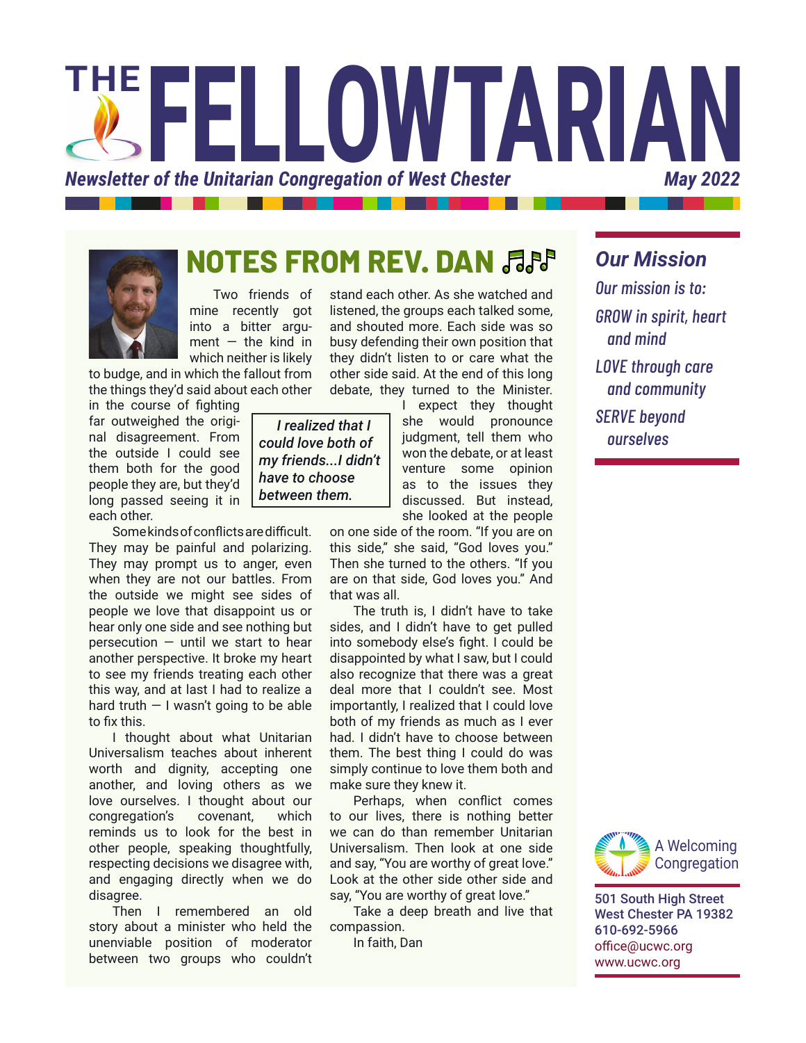# THE FELLOWTARIAN

*Newsletter of the Unitarian Congregation of West Chester* — *May 2022*

## NOTES FROM REV. DAN ♫♪♫

Two friends of mine recently got into a bitter argument — the kind in which neither is likely to budge, and in which the fallout from the things they'd said about each other in the course of fighting far outweighed the original disagreement. From the outside I could see them both for the good people they are, but they'd long passed seeing it in each other.

> *I realized that I could love both of my friends...I didn't have to choose between them.*

Some kinds of conflicts are difficult. They may be painful and polarizing. They may prompt us to anger, even when they are not our battles. From the outside we might see sides of people we love that disappoint us or hear only one side and see nothing but persecution — until we start to hear another perspective. It broke my heart to see my friends treating each other this way, and at last I had to realize a hard truth — I wasn't going to be able to fix this.

I thought about what Unitarian Universalism teaches about inherent worth and dignity, accepting one another, and loving others as we love ourselves. I thought about our congregation's covenant, which reminds us to look for the best in other people, speaking thoughtfully, respecting decisions we disagree with, and engaging directly when we do disagree.

Then I remembered an old story about a minister who held the unenviable position of moderator between two groups who couldn't stand each other. As she watched and listened, the groups each talked some, and shouted more. Each side was so busy defending their own position that they didn't listen to or care what the other side said. At the end of this long debate, they turned to the Minister. I expect they thought she would pronounce judgment, tell them who won the debate, or at least venture some opinion as to the issues they discussed. But instead, she looked at the people on one side of the room. "If you are on this side," she said, "God loves you." Then she turned to the others. "If you are on that side, God loves you." And that was all.

The truth is, I didn't have to take sides, and I didn't have to get pulled into somebody else's fight. I could be disappointed by what I saw, but I could also recognize that there was a great deal more that I couldn't see. Most importantly, I realized that I could love both of my friends as much as I ever had. I didn't have to choose between them. The best thing I could do was simply continue to love them both and make sure they knew it.

Perhaps, when conflict comes to our lives, there is nothing better we can do than remember Unitarian Universalism. Then look at one side and say, "You are worthy of great love." Look at the other side and say, "You are worthy of great love."

Take a deep breath and live that compassion.

In faith, Dan

## *Our Mission*

*Our mission is to:*

*GROW in spirit, heart and mind*

*LOVE through care and community*

*SERVE beyond ourselves*

A Welcoming Congregation

**501 South High Street**
**West Chester PA 19382**
**610-692-5966**
office@ucwc.org
www.ucwc.org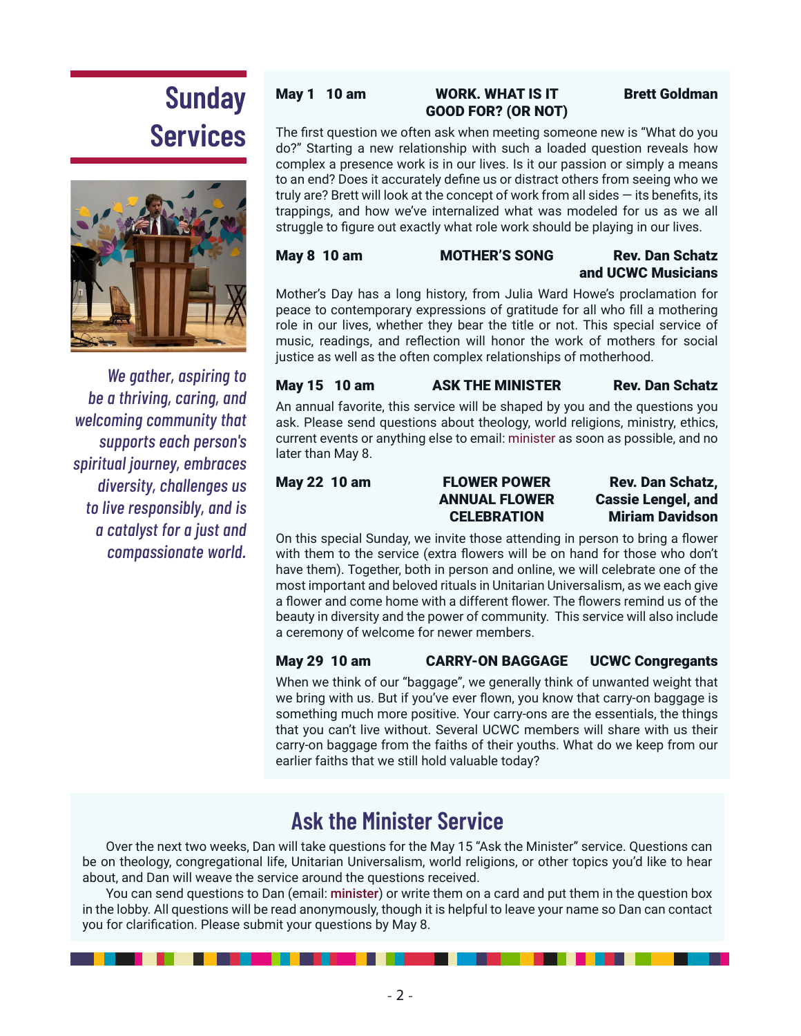# Sunday Services

*We gather, aspiring to be a thriving, caring, and welcoming community that supports each person's spiritual journey, embraces diversity, challenges us to live responsibly, and is a catalyst for a just and compassionate world.*

**May 1 10 am** — **WORK. WHAT IS IT GOOD FOR? (OR NOT)** — **Brett Goldman**

The first question we often ask when meeting someone new is "What do you do?" Starting a new relationship with such a loaded question reveals how complex a presence work is in our lives. Is it our passion or simply a means to an end? Does it accurately define us or distract others from seeing who we truly are? Brett will look at the concept of work from all sides — its benefits, its trappings, and how we've internalized what was modeled for us as we all struggle to figure out exactly what role work should be playing in our lives.

**May 8 10 am** — **MOTHER'S SONG** — **Rev. Dan Schatz and UCWC Musicians**

Mother's Day has a long history, from Julia Ward Howe's proclamation for peace to contemporary expressions of gratitude for all who fill a mothering role in our lives, whether they bear the title or not. This special service of music, readings, and reflection will honor the work of mothers for social justice as well as the often complex relationships of motherhood.

**May 15 10 am** — **ASK THE MINISTER** — **Rev. Dan Schatz**

An annual favorite, this service will be shaped by you and the questions you ask. Please send questions about theology, world religions, ministry, ethics, current events or anything else to email: minister as soon as possible, and no later than May 8.

**May 22 10 am** — **FLOWER POWER ANNUAL FLOWER CELEBRATION** — **Rev. Dan Schatz, Cassie Lengel, and Miriam Davidson**

On this special Sunday, we invite those attending in person to bring a flower with them to the service (extra flowers will be on hand for those who don't have them). Together, both in person and online, we will celebrate one of the most important and beloved rituals in Unitarian Universalism, as we each give a flower and come home with a different flower. The flowers remind us of the beauty in diversity and the power of community. This service will also include a ceremony of welcome for newer members.

**May 29 10 am** — **CARRY-ON BAGGAGE** — **UCWC Congregants**

When we think of our "baggage", we generally think of unwanted weight that we bring with us. But if you've ever flown, you know that carry-on baggage is something much more positive. Your carry-ons are the essentials, the things that you can't live without. Several UCWC members will share with us their carry-on baggage from the faiths of their youths. What do we keep from our earlier faiths that we still hold valuable today?

## Ask the Minister Service

Over the next two weeks, Dan will take questions for the May 15 "Ask the Minister" service. Questions can be on theology, congregational life, Unitarian Universalism, world religions, or other topics you'd like to hear about, and Dan will weave the service around the questions received.

You can send questions to Dan (email: minister) or write them on a card and put them in the question box in the lobby. All questions will be read anonymously, though it is helpful to leave your name so Dan can contact you for clarification. Please submit your questions by May 8.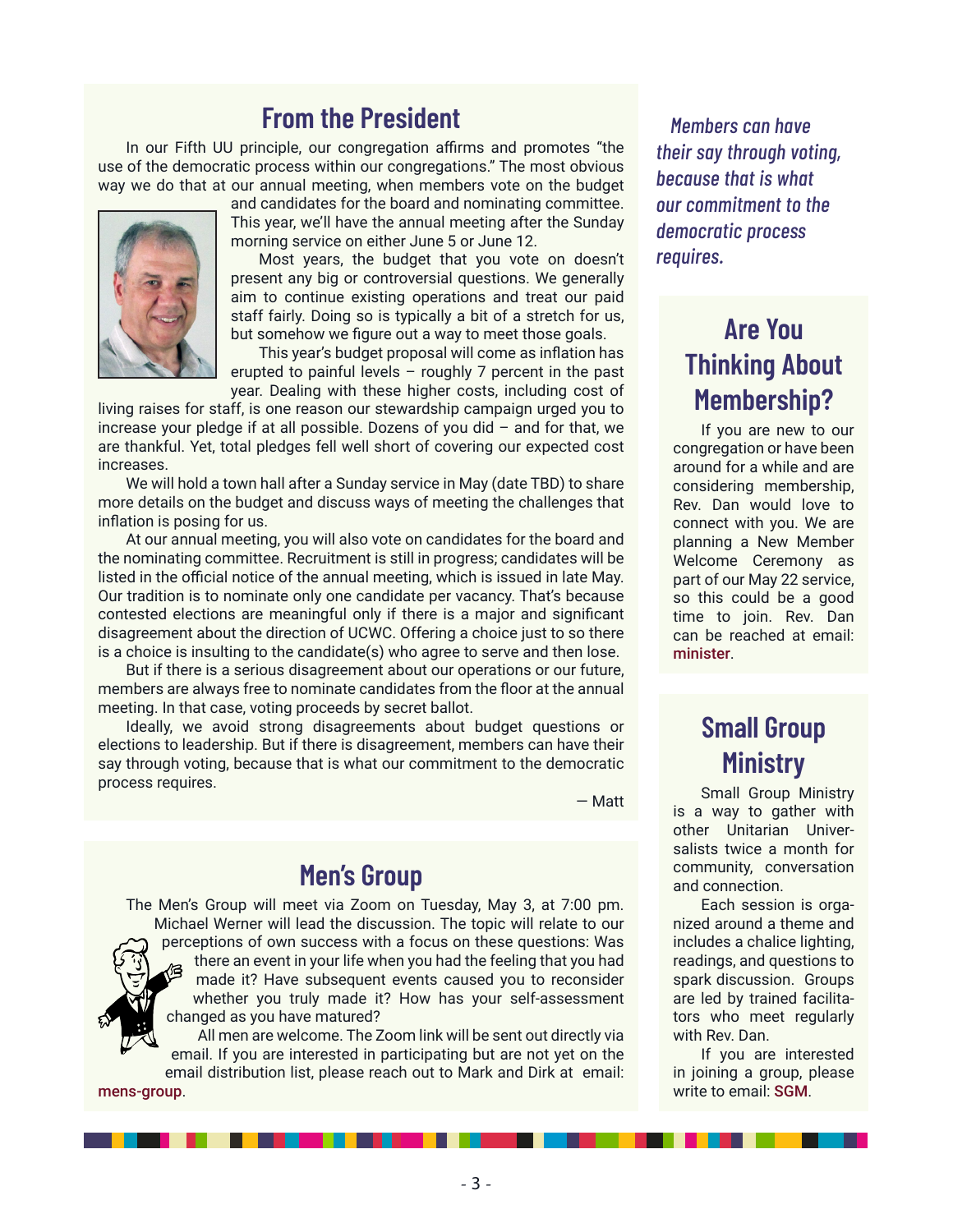## From the President

In our Fifth UU principle, our congregation affirms and promotes "the use of the democratic process within our congregations." The most obvious way we do that at our annual meeting, when members vote on the budget and candidates for the board and nominating committee. This year, we'll have the annual meeting after the Sunday morning service on either June 5 or June 12.

Most years, the budget that you vote on doesn't present any big or controversial questions. We generally aim to continue existing operations and treat our paid staff fairly. Doing so is typically a bit of a stretch for us, but somehow we figure out a way to meet those goals.

This year's budget proposal will come as inflation has erupted to painful levels – roughly 7 percent in the past year. Dealing with these higher costs, including cost of living raises for staff, is one reason our stewardship campaign urged you to increase your pledge if at all possible. Dozens of you did – and for that, we are thankful. Yet, total pledges fell well short of covering our expected cost increases.

We will hold a town hall after a Sunday service in May (date TBD) to share more details on the budget and discuss ways of meeting the challenges that inflation is posing for us.

At our annual meeting, you will also vote on candidates for the board and the nominating committee. Recruitment is still in progress; candidates will be listed in the official notice of the annual meeting, which is issued in late May. Our tradition is to nominate only one candidate per vacancy. That's because contested elections are meaningful only if there is a major and significant disagreement about the direction of UCWC. Offering a choice just to so there is a choice is insulting to the candidate(s) who agree to serve and then lose.

But if there is a serious disagreement about our operations or our future, members are always free to nominate candidates from the floor at the annual meeting. In that case, voting proceeds by secret ballot.

Ideally, we avoid strong disagreements about budget questions or elections to leadership. But if there is disagreement, members can have their say through voting, because that is what our commitment to the democratic process requires.

— Matt

*Members can have their say through voting, because that is what our commitment to the democratic process requires.*

## Men's Group

The Men's Group will meet via Zoom on Tuesday, May 3, at 7:00 pm. Michael Werner will lead the discussion. The topic will relate to our perceptions of own success with a focus on these questions: Was there an event in your life when you had the feeling that you had made it? Have subsequent events caused you to reconsider whether you truly made it? How has your self-assessment changed as you have matured?

All men are welcome. The Zoom link will be sent out directly via email. If you are interested in participating but are not yet on the email distribution list, please reach out to Mark and Dirk at email: **mens-group**.

## Are You Thinking About Membership?

If you are new to our congregation or have been around for a while and are considering membership, Rev. Dan would love to connect with you. We are planning a New Member Welcome Ceremony as part of our May 22 service, so this could be a good time to join. Rev. Dan can be reached at email: **minister**.

## Small Group Ministry

Small Group Ministry is a way to gather with other Unitarian Universalists twice a month for community, conversation and connection.

Each session is organized around a theme and includes a chalice lighting, readings, and questions to spark discussion. Groups are led by trained facilitators who meet regularly with Rev. Dan.

If you are interested in joining a group, please write to email: **SGM**.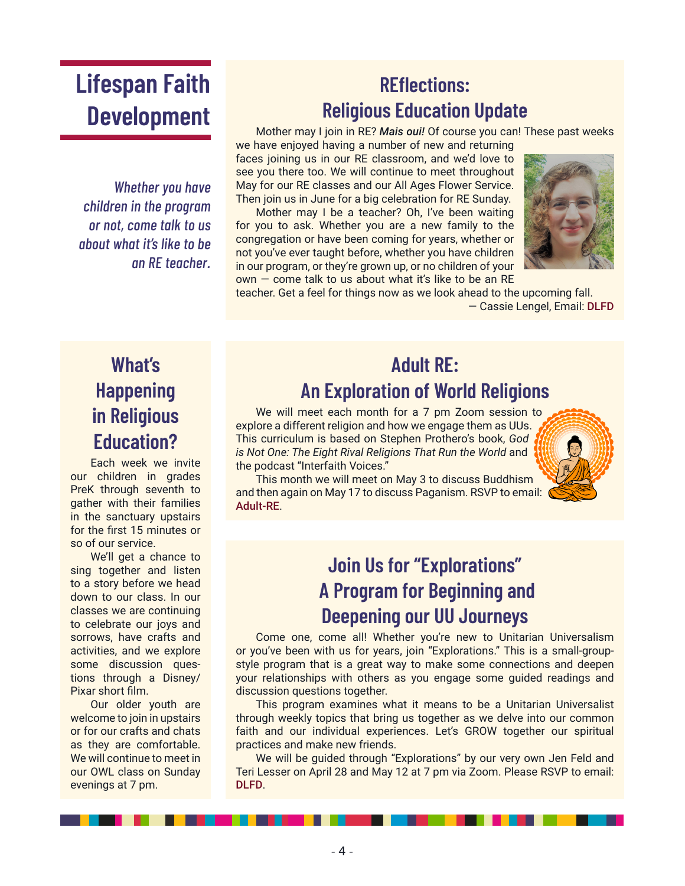# Lifespan Faith Development

*Whether you have children in the program or not, come talk to us about what it's like to be an RE teacher.*

## REflections: Religious Education Update

Mother may I join in RE? ***Mais oui!*** Of course you can! These past weeks we have enjoyed having a number of new and returning faces joining us in our RE classroom, and we'd love to see you there too. We will continue to meet throughout May for our RE classes and our All Ages Flower Service. Then join us in June for a big celebration for RE Sunday.

Mother may I be a teacher? Oh, I've been waiting for you to ask. Whether you are a new family to the congregation or have been coming for years, whether or not you've ever taught before, whether you have children in our program, or they're grown up, or no children of your own — come talk to us about what it's like to be an RE teacher. Get a feel for things now as we look ahead to the upcoming fall.

— Cassie Lengel, Email: DLFD

## What's Happening in Religious Education?

Each week we invite our children in grades PreK through seventh to gather with their families in the sanctuary upstairs for the first 15 minutes or so of our service.

We'll get a chance to sing together and listen to a story before we head down to our class. In our classes we are continuing to celebrate our joys and sorrows, have crafts and activities, and we explore some discussion questions through a Disney/Pixar short film.

Our older youth are welcome to join in upstairs or for our crafts and chats as they are comfortable. We will continue to meet in our OWL class on Sunday evenings at 7 pm.

## Adult RE: An Exploration of World Religions

We will meet each month for a 7 pm Zoom session to explore a different religion and how we engage them as UUs. This curriculum is based on Stephen Prothero's book, *God is Not One: The Eight Rival Religions That Run the World* and the podcast "Interfaith Voices."

This month we will meet on May 3 to discuss Buddhism and then again on May 17 to discuss Paganism. RSVP to email: Adult-RE.

## Join Us for "Explorations" A Program for Beginning and Deepening our UU Journeys

Come one, come all! Whether you're new to Unitarian Universalism or you've been with us for years, join "Explorations." This is a small-group-style program that is a great way to make some connections and deepen your relationships with others as you engage some guided readings and discussion questions together.

This program examines what it means to be a Unitarian Universalist through weekly topics that bring us together as we delve into our common faith and our individual experiences. Let's GROW together our spiritual practices and make new friends.

We will be guided through "Explorations" by our very own Jen Feld and Teri Lesser on April 28 and May 12 at 7 pm via Zoom. Please RSVP to email: DLFD.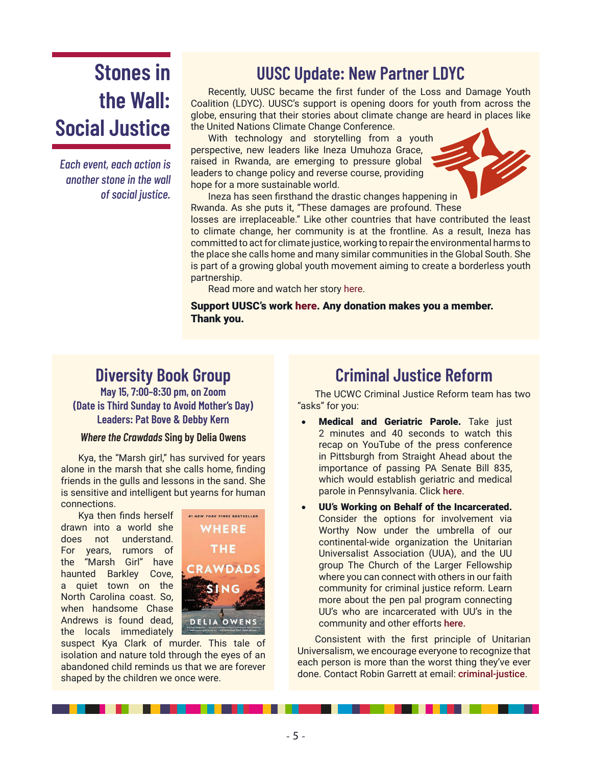# Stones in the Wall: Social Justice

*Each event, each action is another stone in the wall of social justice.*

## UUSC Update: New Partner LDYC

Recently, UUSC became the first funder of the Loss and Damage Youth Coalition (LDYC). UUSC's support is opening doors for youth from across the globe, ensuring that their stories about climate change are heard in places like the United Nations Climate Change Conference.

With technology and storytelling from a youth perspective, new leaders like Ineza Umuhoza Grace, raised in Rwanda, are emerging to pressure global leaders to change policy and reverse course, providing hope for a more sustainable world.

Ineza has seen firsthand the drastic changes happening in Rwanda. As she puts it, "These damages are profound. These losses are irreplaceable." Like other countries that have contributed the least to climate change, her community is at the frontline. As a result, Ineza has committed to act for climate justice, working to repair the environmental harms to the place she calls home and many similar communities in the Global South. She is part of a growing global youth movement aiming to create a borderless youth partnership.

Read more and watch her story here.

**Support UUSC's work here. Any donation makes you a member. Thank you.**

## Diversity Book Group

**May 15, 7:00-8:30 pm, on Zoom**
**(Date is Third Sunday to Avoid Mother's Day)**
**Leaders: Pat Bove & Debby Kern**

***Where the Crawdads* Sing by Delia Owens**

Kya, the "Marsh girl," has survived for years alone in the marsh that she calls home, finding friends in the gulls and lessons in the sand. She is sensitive and intelligent but yearns for human connections.

Kya then finds herself drawn into a world she does not understand. For years, rumors of the "Marsh Girl" have haunted Barkley Cove, a quiet town on the North Carolina coast. So, when handsome Chase Andrews is found dead, the locals immediately suspect Kya Clark of murder. This tale of isolation and nature told through the eyes of an abandoned child reminds us that we are forever shaped by the children we once were.

## Criminal Justice Reform

The UCWC Criminal Justice Reform team has two "asks" for you:

- **Medical and Geriatric Parole.** Take just 2 minutes and 40 seconds to watch this recap on YouTube of the press conference in Pittsburgh from Straight Ahead about the importance of passing PA Senate Bill 835, which would establish geriatric and medical parole in Pennsylvania. Click here.
- **UU's Working on Behalf of the Incarcerated.** Consider the options for involvement via Worthy Now under the umbrella of our continental-wide organization the Unitarian Universalist Association (UUA), and the UU group The Church of the Larger Fellowship where you can connect with others in our faith community for criminal justice reform. Learn more about the pen pal program connecting UU's who are incarcerated with UU's in the community and other efforts here.

Consistent with the first principle of Unitarian Universalism, we encourage everyone to recognize that each person is more than the worst thing they've ever done. Contact Robin Garrett at email: criminal-justice.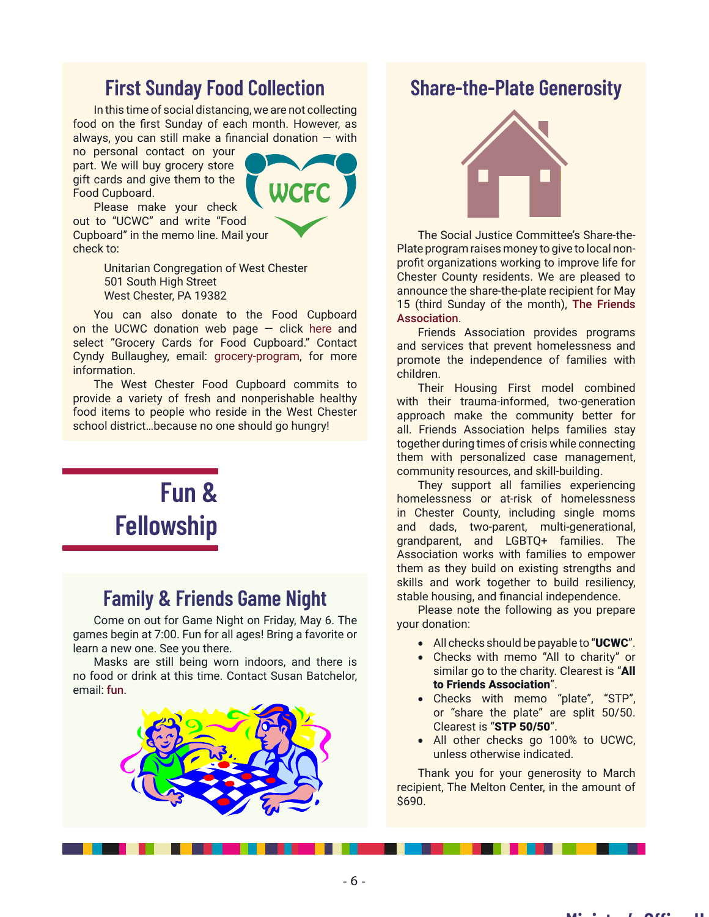## First Sunday Food Collection

In this time of social distancing, we are not collecting food on the first Sunday of each month. However, as always, you can still make a financial donation — with no personal contact on your part. We will buy grocery store gift cards and give them to the Food Cupboard.

Please make your check out to "UCWC" and write "Food Cupboard" in the memo line. Mail your check to:

Unitarian Congregation of West Chester
501 South High Street
West Chester, PA 19382

You can also donate to the Food Cupboard on the UCWC donation web page — click here and select "Grocery Cards for Food Cupboard." Contact Cyndy Bullaughey, email: grocery-program, for more information.

The West Chester Food Cupboard commits to provide a variety of fresh and nonperishable healthy food items to people who reside in the West Chester school district…because no one should go hungry!

# Fun & Fellowship

## Family & Friends Game Night

Come on out for Game Night on Friday, May 6. The games begin at 7:00. Fun for all ages! Bring a favorite or learn a new one. See you there.

Masks are still being worn indoors, and there is no food or drink at this time. Contact Susan Batchelor, email: fun.

## Share-the-Plate Generosity

The Social Justice Committee's Share-the-Plate program raises money to give to local non-profit organizations working to improve life for Chester County residents. We are pleased to announce the share-the-plate recipient for May 15 (third Sunday of the month), The Friends Association.

Friends Association provides programs and services that prevent homelessness and promote the independence of families with children.

Their Housing First model combined with their trauma-informed, two-generation approach make the community better for all. Friends Association helps families stay together during times of crisis while connecting them with personalized case management, community resources, and skill-building.

They support all families experiencing homelessness or at-risk of homelessness in Chester County, including single moms and dads, two-parent, multi-generational, grandparent, and LGBTQ+ families. The Association works with families to empower them as they build on existing strengths and skills and work together to build resiliency, stable housing, and financial independence.

Please note the following as you prepare your donation:

- All checks should be payable to "**UCWC**".
- Checks with memo "All to charity" or similar go to the charity. Clearest is "**All to Friends Association**".
- Checks with memo "plate", "STP", or "share the plate" are split 50/50. Clearest is "**STP 50/50**".
- All other checks go 100% to UCWC, unless otherwise indicated.

Thank you for your generosity to March recipient, The Melton Center, in the amount of $690.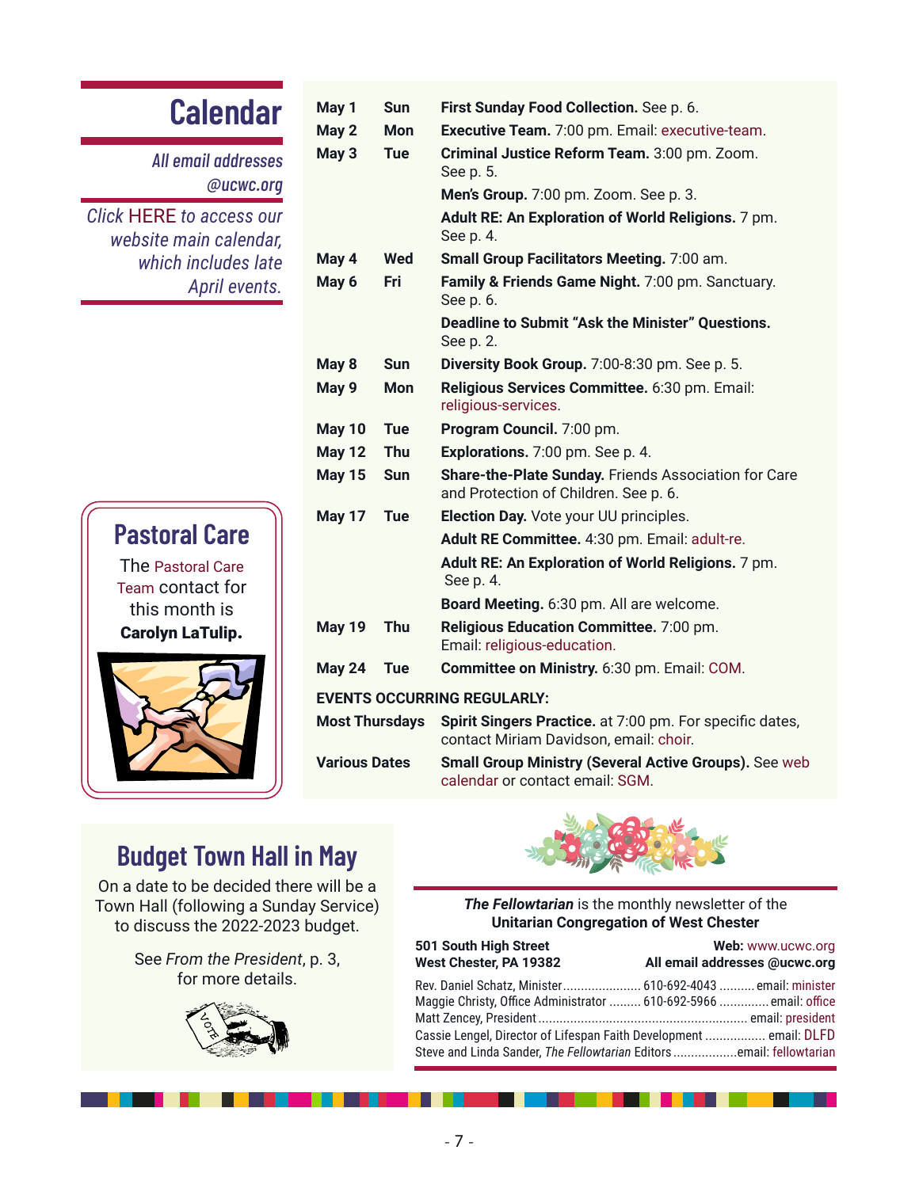# Calendar

*All email addresses @ucwc.org*

*Click HERE to access our website main calendar, which includes late April events.*

| | | |
|---|---|---|
| **May 1** | **Sun** | **First Sunday Food Collection.** See p. 6. |
| **May 2** | **Mon** | **Executive Team.** 7:00 pm. Email: executive-team. |
| **May 3** | **Tue** | **Criminal Justice Reform Team.** 3:00 pm. Zoom. See p. 5. |
| | | **Men's Group.** 7:00 pm. Zoom. See p. 3. |
| | | **Adult RE: An Exploration of World Religions.** 7 pm. See p. 4. |
| **May 4** | **Wed** | **Small Group Facilitators Meeting.** 7:00 am. |
| **May 6** | **Fri** | **Family & Friends Game Night.** 7:00 pm. Sanctuary. See p. 6. |
| | | **Deadline to Submit "Ask the Minister" Questions.** See p. 2. |
| **May 8** | **Sun** | **Diversity Book Group.** 7:00-8:30 pm. See p. 5. |
| **May 9** | **Mon** | **Religious Services Committee.** 6:30 pm. Email: religious-services. |
| **May 10** | **Tue** | **Program Council.** 7:00 pm. |
| **May 12** | **Thu** | **Explorations.** 7:00 pm. See p. 4. |
| **May 15** | **Sun** | **Share-the-Plate Sunday.** Friends Association for Care and Protection of Children. See p. 6. |
| **May 17** | **Tue** | **Election Day.** Vote your UU principles. |
| | | **Adult RE Committee.** 4:30 pm. Email: adult-re. |
| | | **Adult RE: An Exploration of World Religions.** 7 pm. See p. 4. |
| | | **Board Meeting.** 6:30 pm. All are welcome. |
| **May 19** | **Thu** | **Religious Education Committee.** 7:00 pm. Email: religious-education. |
| **May 24** | **Tue** | **Committee on Ministry.** 6:30 pm. Email: COM. |

**EVENTS OCCURRING REGULARLY:**

| | |
|---|---|
| **Most Thursdays** | **Spirit Singers Practice.** at 7:00 pm. For specific dates, contact Miriam Davidson, email: choir. |
| **Various Dates** | **Small Group Ministry (Several Active Groups).** See web calendar or contact email: SGM. |

## Pastoral Care

The Pastoral Care Team contact for this month is **Carolyn LaTulip.**

## Budget Town Hall in May

On a date to be decided there will be a Town Hall (following a Sunday Service) to discuss the 2022-2023 budget.

See *From the President*, p. 3, for more details.

***The Fellowtarian*** is the monthly newsletter of the **Unitarian Congregation of West Chester**

**501 South High Street**
**West Chester, PA 19382**

**Web:** www.ucwc.org
**All email addresses @ucwc.org**

Rev. Daniel Schatz, Minister ...................... 610-692-4043 .......... email: minister
Maggie Christy, Office Administrator ......... 610-692-5966 ............. email: office
Matt Zencey, President .......................................................... email: president
Cassie Lengel, Director of Lifespan Faith Development ................. email: DLFD
Steve and Linda Sander, *The Fellowtarian* Editors ..................email: fellowtarian